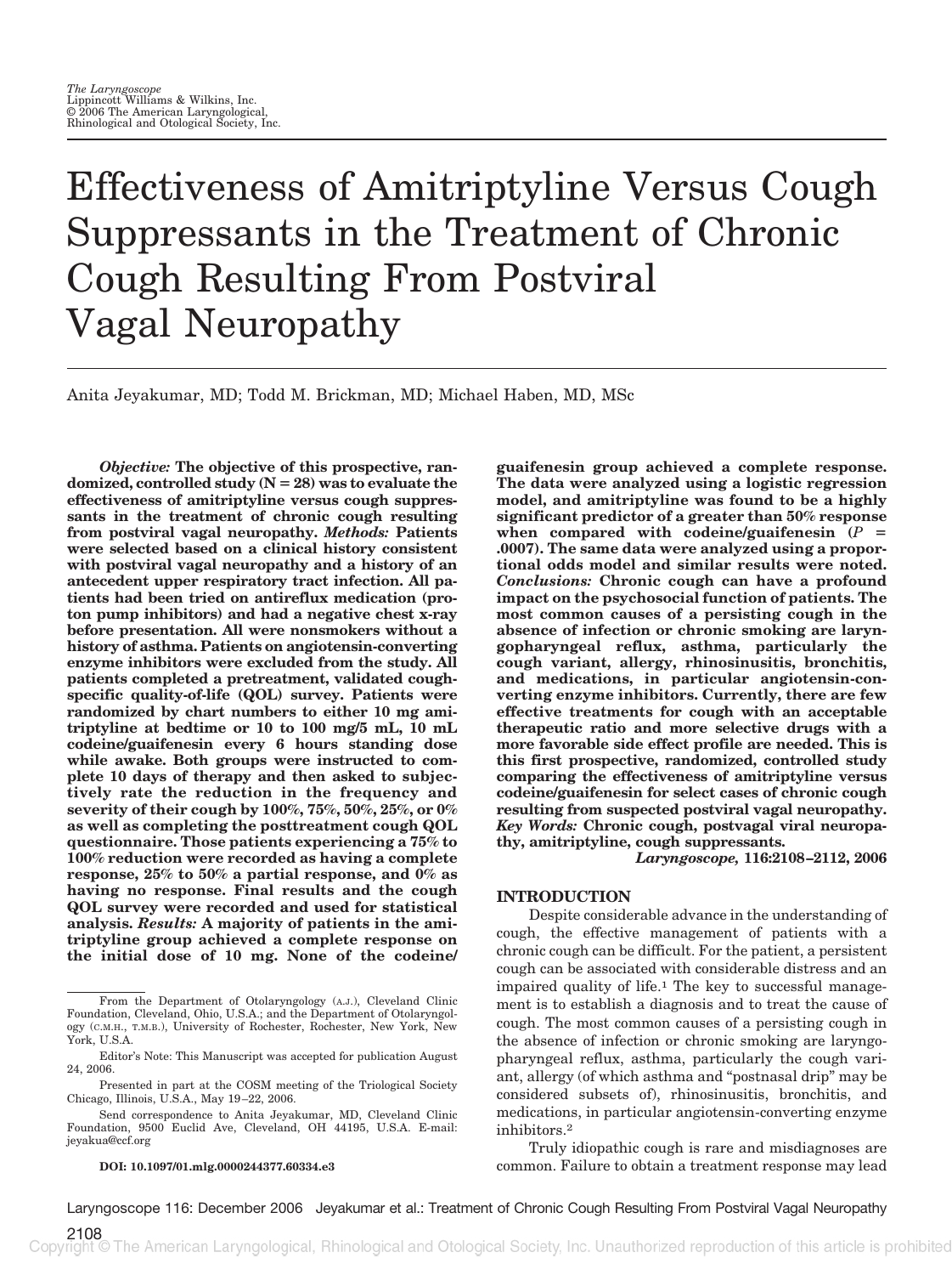The Laryngoscope
Lippincott Williams & Wilkins, Inc.
© 2006 The American Laryngological, Rhinological and Otological Society, Inc.

# Effectiveness of Amitriptyline Versus Cough Suppressants in the Treatment of Chronic Cough Resulting From Postviral Vagal Neuropathy

Anita Jeyakumar, MD; Todd M. Brickman, MD; Michael Haben, MD, MSc

***Objective:*** **The objective of this prospective, randomized, controlled study (N = 28) was to evaluate the effectiveness of amitriptyline versus cough suppressants in the treatment of chronic cough resulting from postviral vagal neuropathy.** ***Methods:*** **Patients were selected based on a clinical history consistent with postviral vagal neuropathy and a history of an antecedent upper respiratory tract infection. All patients had been tried on antireflux medication (proton pump inhibitors) and had a negative chest x-ray before presentation. All were nonsmokers without a history of asthma. Patients on angiotensin-converting enzyme inhibitors were excluded from the study. All patients completed a pretreatment, validated cough-specific quality-of-life (QOL) survey. Patients were randomized by chart numbers to either 10 mg amitriptyline at bedtime or 10 to 100 mg/5 mL, 10 mL codeine/guaifenesin every 6 hours standing dose while awake. Both groups were instructed to complete 10 days of therapy and then asked to subjectively rate the reduction in the frequency and severity of their cough by 100%, 75%, 50%, 25%, or 0% as well as completing the posttreatment cough QOL questionnaire. Those patients experiencing a 75% to 100% reduction were recorded as having a complete response, 25% to 50% a partial response, and 0% as having no response. Final results and the cough QOL survey were recorded and used for statistical analysis.** ***Results:*** **A majority of patients in the amitriptyline group achieved a complete response on the initial dose of 10 mg. None of the codeine/guaifenesin group achieved a complete response. The data were analyzed using a logistic regression model, and amitriptyline was found to be a highly significant predictor of a greater than 50% response when compared with codeine/guaifenesin ($P = .0007$). The same data were analyzed using a proportional odds model and similar results were noted.** ***Conclusions:*** **Chronic cough can have a profound impact on the psychosocial function of patients. The most common causes of a persisting cough in the absence of infection or chronic smoking are laryngopharyngeal reflux, asthma, particularly the cough variant, allergy, rhinosinusitis, bronchitis, and medications, in particular angiotensin-converting enzyme inhibitors. Currently, there are few effective treatments for cough with an acceptable therapeutic ratio and more selective drugs with a more favorable side effect profile are needed. This is this first prospective, randomized, controlled study comparing the effectiveness of amitriptyline versus codeine/guaifenesin for select cases of chronic cough resulting from suspected postviral vagal neuropathy.** ***Key Words:*** **Chronic cough, postvagal viral neuropathy, amitriptyline, cough suppressants.**

***Laryngoscope,*** **116:2108–2112, 2006**

## INTRODUCTION

Despite considerable advance in the understanding of cough, the effective management of patients with a chronic cough can be difficult. For the patient, a persistent cough can be associated with considerable distress and an impaired quality of life.[1] The key to successful management is to establish a diagnosis and to treat the cause of cough. The most common causes of a persisting cough in the absence of infection or chronic smoking are laryngopharyngeal reflux, asthma, particularly the cough variant, allergy (of which asthma and "postnasal drip" may be considered subsets of), rhinosinusitis, bronchitis, and medications, in particular angiotensin-converting enzyme inhibitors.[2]

Truly idiopathic cough is rare and misdiagnoses are common. Failure to obtain a treatment response may lead

---

From the Department of Otolaryngology (A.J.), Cleveland Clinic Foundation, Cleveland, Ohio, U.S.A.; and the Department of Otolaryngology (C.M.H., T.M.B.), University of Rochester, Rochester, New York, New York, U.S.A.

Editor's Note: This Manuscript was accepted for publication August 24, 2006.

Presented in part at the COSM meeting of the Triological Society Chicago, Illinois, U.S.A., May 19–22, 2006.

Send correspondence to Anita Jeyakumar, MD, Cleveland Clinic Foundation, 9500 Euclid Ave, Cleveland, OH 44195, U.S.A. E-mail: jeyakua@ccf.org

**DOI: 10.1097/01.mlg.0000244377.60334.e3**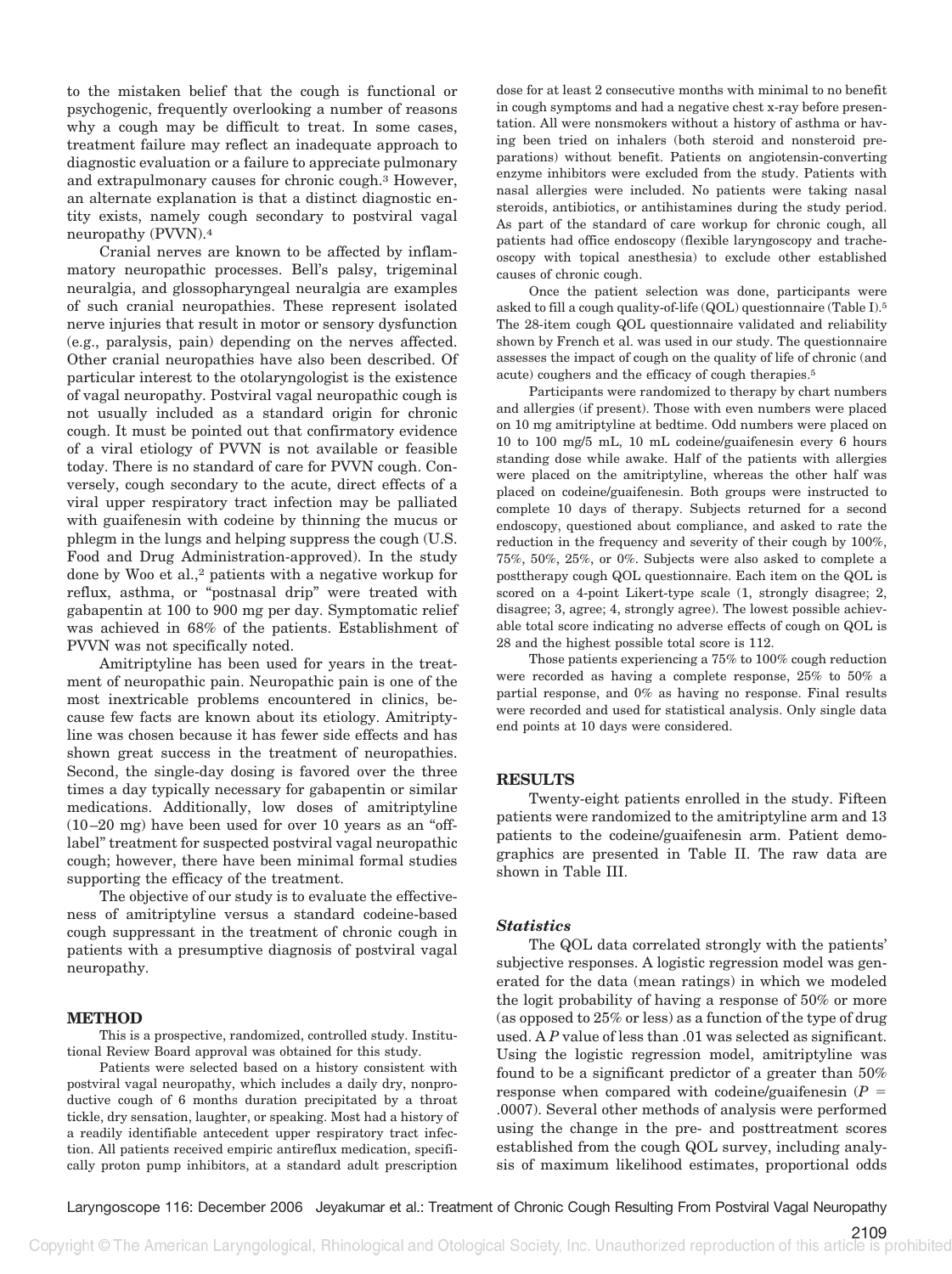to the mistaken belief that the cough is functional or psychogenic, frequently overlooking a number of reasons why a cough may be difficult to treat. In some cases, treatment failure may reflect an inadequate approach to diagnostic evaluation or a failure to appreciate pulmonary and extrapulmonary causes for chronic cough.[3] However, an alternate explanation is that a distinct diagnostic entity exists, namely cough secondary to postviral vagal neuropathy (PVVN).[4]

Cranial nerves are known to be affected by inflammatory neuropathic processes. Bell's palsy, trigeminal neuralgia, and glossopharyngeal neuralgia are examples of such cranial neuropathies. These represent isolated nerve injuries that result in motor or sensory dysfunction (e.g., paralysis, pain) depending on the nerves affected. Other cranial neuropathies have also been described. Of particular interest to the otolaryngologist is the existence of vagal neuropathy. Postviral vagal neuropathic cough is not usually included as a standard origin for chronic cough. It must be pointed out that confirmatory evidence of a viral etiology of PVVN is not available or feasible today. There is no standard of care for PVVN cough. Conversely, cough secondary to the acute, direct effects of a viral upper respiratory tract infection may be palliated with guaifenesin with codeine by thinning the mucus or phlegm in the lungs and helping suppress the cough (U.S. Food and Drug Administration-approved). In the study done by Woo et al.,[2] patients with a negative workup for reflux, asthma, or "postnasal drip" were treated with gabapentin at 100 to 900 mg per day. Symptomatic relief was achieved in 68% of the patients. Establishment of PVVN was not specifically noted.

Amitriptyline has been used for years in the treatment of neuropathic pain. Neuropathic pain is one of the most inextricable problems encountered in clinics, because few facts are known about its etiology. Amitriptyline was chosen because it has fewer side effects and has shown great success in the treatment of neuropathies. Second, the single-day dosing is favored over the three times a day typically necessary for gabapentin or similar medications. Additionally, low doses of amitriptyline (10–20 mg) have been used for over 10 years as an "off-label" treatment for suspected postviral vagal neuropathic cough; however, there have been minimal formal studies supporting the efficacy of the treatment.

The objective of our study is to evaluate the effectiveness of amitriptyline versus a standard codeine-based cough suppressant in the treatment of chronic cough in patients with a presumptive diagnosis of postviral vagal neuropathy.

## METHOD

This is a prospective, randomized, controlled study. Institutional Review Board approval was obtained for this study.

Patients were selected based on a history consistent with postviral vagal neuropathy, which includes a daily dry, nonproductive cough of 6 months duration precipitated by a throat tickle, dry sensation, laughter, or speaking. Most had a history of a readily identifiable antecedent upper respiratory tract infection. All patients received empiric antireflux medication, specifically proton pump inhibitors, at a standard adult prescription dose for at least 2 consecutive months with minimal to no benefit in cough symptoms and had a negative chest x-ray before presentation. All were nonsmokers without a history of asthma or having been tried on inhalers (both steroid and nonsteroid preparations) without benefit. Patients on angiotensin-converting enzyme inhibitors were excluded from the study. Patients with nasal allergies were included. No patients were taking nasal steroids, antibiotics, or antihistamines during the study period. As part of the standard of care workup for chronic cough, all patients had office endoscopy (flexible laryngoscopy and tracheoscopy with topical anesthesia) to exclude other established causes of chronic cough.

Once the patient selection was done, participants were asked to fill a cough quality-of-life (QOL) questionnaire (Table I).[5] The 28-item cough QOL questionnaire validated and reliability shown by French et al. was used in our study. The questionnaire assesses the impact of cough on the quality of life of chronic (and acute) coughers and the efficacy of cough therapies.[5]

Participants were randomized to therapy by chart numbers and allergies (if present). Those with even numbers were placed on 10 mg amitriptyline at bedtime. Odd numbers were placed on 10 to 100 mg/5 mL, 10 mL codeine/guaifenesin every 6 hours standing dose while awake. Half of the patients with allergies were placed on the amitriptyline, whereas the other half was placed on codeine/guaifenesin. Both groups were instructed to complete 10 days of therapy. Subjects returned for a second endoscopy, questioned about compliance, and asked to rate the reduction in the frequency and severity of their cough by 100%, 75%, 50%, 25%, or 0%. Subjects were also asked to complete a posttherapy cough QOL questionnaire. Each item on the QOL is scored on a 4-point Likert-type scale (1, strongly disagree; 2, disagree; 3, agree; 4, strongly agree). The lowest possible achievable total score indicating no adverse effects of cough on QOL is 28 and the highest possible total score is 112.

Those patients experiencing a 75% to 100% cough reduction were recorded as having a complete response, 25% to 50% a partial response, and 0% as having no response. Final results were recorded and used for statistical analysis. Only single data end points at 10 days were considered.

## RESULTS

Twenty-eight patients enrolled in the study. Fifteen patients were randomized to the amitriptyline arm and 13 patients to the codeine/guaifenesin arm. Patient demographics are presented in Table II. The raw data are shown in Table III.

### *Statistics*

The QOL data correlated strongly with the patients' subjective responses. A logistic regression model was generated for the data (mean ratings) in which we modeled the logit probability of having a response of 50% or more (as opposed to 25% or less) as a function of the type of drug used. A $P$ value of less than .01 was selected as significant. Using the logistic regression model, amitriptyline was found to be a significant predictor of a greater than 50% response when compared with codeine/guaifenesin ($P$ = .0007). Several other methods of analysis were performed using the change in the pre- and posttreatment scores established from the cough QOL survey, including analysis of maximum likelihood estimates, proportional odds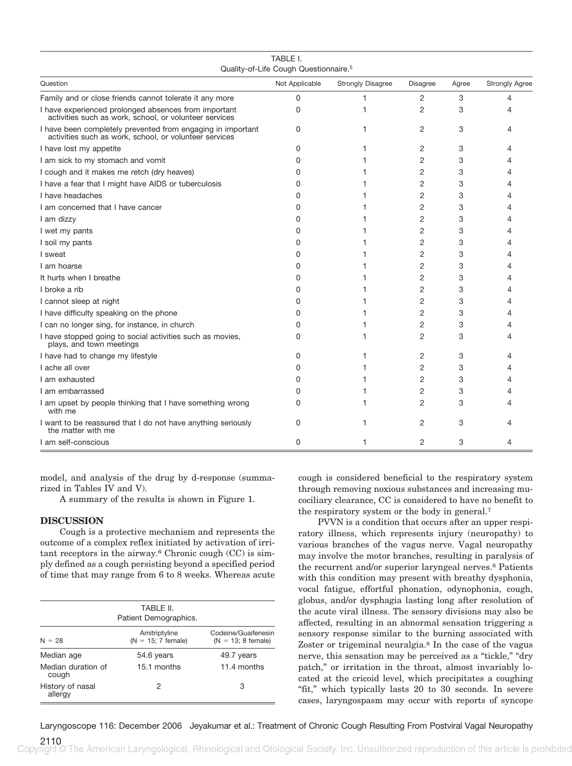TABLE I.
Quality-of-Life Cough Questionnaire.[5]

| Question | Not Applicable | Strongly Disagree | Disagree | Agree | Strongly Agree |
|---|---|---|---|---|---|
| Family and or close friends cannot tolerate it any more | 0 | 1 | 2 | 3 | 4 |
| I have experienced prolonged absences from important activities such as work, school, or volunteer services | 0 | 1 | 2 | 3 | 4 |
| I have been completely prevented from engaging in important activities such as work, school, or volunteer services | 0 | 1 | 2 | 3 | 4 |
| I have lost my appetite | 0 | 1 | 2 | 3 | 4 |
| I am sick to my stomach and vomit | 0 | 1 | 2 | 3 | 4 |
| I cough and it makes me retch (dry heaves) | 0 | 1 | 2 | 3 | 4 |
| I have a fear that I might have AIDS or tuberculosis | 0 | 1 | 2 | 3 | 4 |
| I have headaches | 0 | 1 | 2 | 3 | 4 |
| I am concerned that I have cancer | 0 | 1 | 2 | 3 | 4 |
| I am dizzy | 0 | 1 | 2 | 3 | 4 |
| I wet my pants | 0 | 1 | 2 | 3 | 4 |
| I soil my pants | 0 | 1 | 2 | 3 | 4 |
| I sweat | 0 | 1 | 2 | 3 | 4 |
| I am hoarse | 0 | 1 | 2 | 3 | 4 |
| It hurts when I breathe | 0 | 1 | 2 | 3 | 4 |
| I broke a rib | 0 | 1 | 2 | 3 | 4 |
| I cannot sleep at night | 0 | 1 | 2 | 3 | 4 |
| I have difficulty speaking on the phone | 0 | 1 | 2 | 3 | 4 |
| I can no longer sing, for instance, in church | 0 | 1 | 2 | 3 | 4 |
| I have stopped going to social activities such as movies, plays, and town meetings | 0 | 1 | 2 | 3 | 4 |
| I have had to change my lifestyle | 0 | 1 | 2 | 3 | 4 |
| I ache all over | 0 | 1 | 2 | 3 | 4 |
| I am exhausted | 0 | 1 | 2 | 3 | 4 |
| I am embarrassed | 0 | 1 | 2 | 3 | 4 |
| I am upset by people thinking that I have something wrong with me | 0 | 1 | 2 | 3 | 4 |
| I want to be reassured that I do not have anything seriously the matter with me | 0 | 1 | 2 | 3 | 4 |
| I am self-conscious | 0 | 1 | 2 | 3 | 4 |

model, and analysis of the drug by d-response (summarized in Tables IV and V).

A summary of the results is shown in Figure 1.

## DISCUSSION

Cough is a protective mechanism and represents the outcome of a complex reflex initiated by activation of irritant receptors in the airway.[6] Chronic cough (CC) is simply defined as a cough persisting beyond a specified period of time that may range from 6 to 8 weeks. Whereas acute cough is considered beneficial to the respiratory system through removing noxious substances and increasing mucociliary clearance, CC is considered to have no benefit to the respiratory system or the body in general.[7]

TABLE II.
Patient Demographics.

| N = 28 | Amitriptyline (N = 15; 7 female) | Codeine/Guaifenesin (N = 13; 8 female) |
|---|---|---|
| Median age | 54.6 years | 49.7 years |
| Median duration of cough | 15.1 months | 11.4 months |
| History of nasal allergy | 2 | 3 |

PVVN is a condition that occurs after an upper respiratory illness, which represents injury (neuropathy) to various branches of the vagus nerve. Vagal neuropathy may involve the motor branches, resulting in paralysis of the recurrent and/or superior laryngeal nerves.[8] Patients with this condition may present with breathy dysphonia, vocal fatigue, effortful phonation, odynophonia, cough, globus, and/or dysphagia lasting long after resolution of the acute viral illness. The sensory divisions may also be affected, resulting in an abnormal sensation triggering a sensory response similar to the burning associated with Zoster or trigeminal neuralgia.[8] In the case of the vagus nerve, this sensation may be perceived as a "tickle," "dry patch," or irritation in the throat, almost invariably located at the cricoid level, which precipitates a coughing "fit," which typically lasts 20 to 30 seconds. In severe cases, laryngospasm may occur with reports of syncope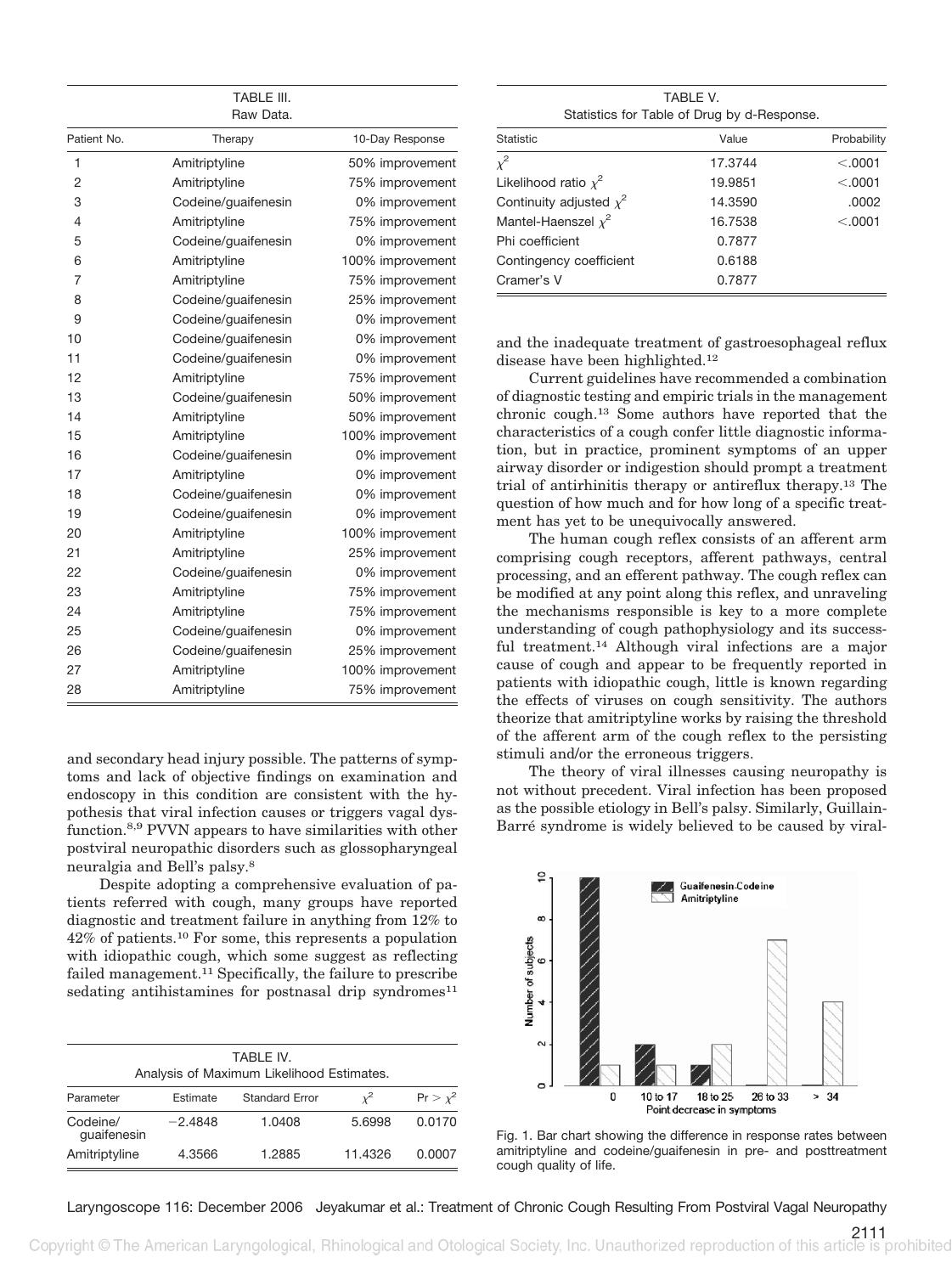TABLE III.
Raw Data.

| Patient No. | Therapy | 10-Day Response |
|---|---|---|
| 1 | Amitriptyline | 50% improvement |
| 2 | Amitriptyline | 75% improvement |
| 3 | Codeine/guaifenesin | 0% improvement |
| 4 | Amitriptyline | 75% improvement |
| 5 | Codeine/guaifenesin | 0% improvement |
| 6 | Amitriptyline | 100% improvement |
| 7 | Amitriptyline | 75% improvement |
| 8 | Codeine/guaifenesin | 25% improvement |
| 9 | Codeine/guaifenesin | 0% improvement |
| 10 | Codeine/guaifenesin | 0% improvement |
| 11 | Codeine/guaifenesin | 0% improvement |
| 12 | Amitriptyline | 75% improvement |
| 13 | Codeine/guaifenesin | 50% improvement |
| 14 | Amitriptyline | 50% improvement |
| 15 | Amitriptyline | 100% improvement |
| 16 | Codeine/guaifenesin | 0% improvement |
| 17 | Amitriptyline | 0% improvement |
| 18 | Codeine/guaifenesin | 0% improvement |
| 19 | Codeine/guaifenesin | 0% improvement |
| 20 | Amitriptyline | 100% improvement |
| 21 | Amitriptyline | 25% improvement |
| 22 | Codeine/guaifenesin | 0% improvement |
| 23 | Amitriptyline | 75% improvement |
| 24 | Amitriptyline | 75% improvement |
| 25 | Codeine/guaifenesin | 0% improvement |
| 26 | Codeine/guaifenesin | 25% improvement |
| 27 | Amitriptyline | 100% improvement |
| 28 | Amitriptyline | 75% improvement |

and secondary head injury possible. The patterns of symptoms and lack of objective findings on examination and endoscopy in this condition are consistent with the hypothesis that viral infection causes or triggers vagal dysfunction.[8,9] PVVN appears to have similarities with other postviral neuropathic disorders such as glossopharyngeal neuralgia and Bell's palsy.[8]

Despite adopting a comprehensive evaluation of patients referred with cough, many groups have reported diagnostic and treatment failure in anything from 12% to 42% of patients.[10] For some, this represents a population with idiopathic cough, which some suggest as reflecting failed management.[11] Specifically, the failure to prescribe sedating antihistamines for postnasal drip syndromes[11] and the inadequate treatment of gastroesophageal reflux disease have been highlighted.[12]

Current guidelines have recommended a combination of diagnostic testing and empiric trials in the management chronic cough.[13] Some authors have reported that the characteristics of a cough confer little diagnostic information, but in practice, prominent symptoms of an upper airway disorder or indigestion should prompt a treatment trial of antirhinitis therapy or antireflux therapy.[13] The question of how much and for how long of a specific treatment has yet to be unequivocally answered.

The human cough reflex consists of an afferent arm comprising cough receptors, afferent pathways, central processing, and an efferent pathway. The cough reflex can be modified at any point along this reflex, and unraveling the mechanisms responsible is key to a more complete understanding of cough pathophysiology and its successful treatment.[14] Although viral infections are a major cause of cough and appear to be frequently reported in patients with idiopathic cough, little is known regarding the effects of viruses on cough sensitivity. The authors theorize that amitriptyline works by raising the threshold of the afferent arm of the cough reflex to the persisting stimuli and/or the erroneous triggers.

The theory of viral illnesses causing neuropathy is not without precedent. Viral infection has been proposed as the possible etiology in Bell's palsy. Similarly, Guillain-Barré syndrome is widely believed to be caused by viral-

TABLE IV.
Analysis of Maximum Likelihood Estimates.

| Parameter | Estimate | Standard Error | $\chi^2$ | $Pr > \chi^2$ |
|---|---|---|---|---|
| Codeine/ guaifenesin | −2.4848 | 1.0408 | 5.6998 | 0.0170 |
| Amitriptyline | 4.3566 | 1.2885 | 11.4326 | 0.0007 |

TABLE V.
Statistics for Table of Drug by d-Response.

| Statistic | Value | Probability |
|---|---|---|
| $\chi^2$ | 17.3744 | <.0001 |
| Likelihood ratio $\chi^2$ | 19.9851 | <.0001 |
| Continuity adjusted $\chi^2$ | 14.3590 | .0002 |
| Mantel-Haenszel $\chi^2$ | 16.7538 | <.0001 |
| Phi coefficient | 0.7877 | |
| Contingency coefficient | 0.6188 | |
| Cramer's V | 0.7877 | |

Fig. 1. Bar chart showing the difference in response rates between amitriptyline and codeine/guaifenesin in pre- and posttreatment cough quality of life.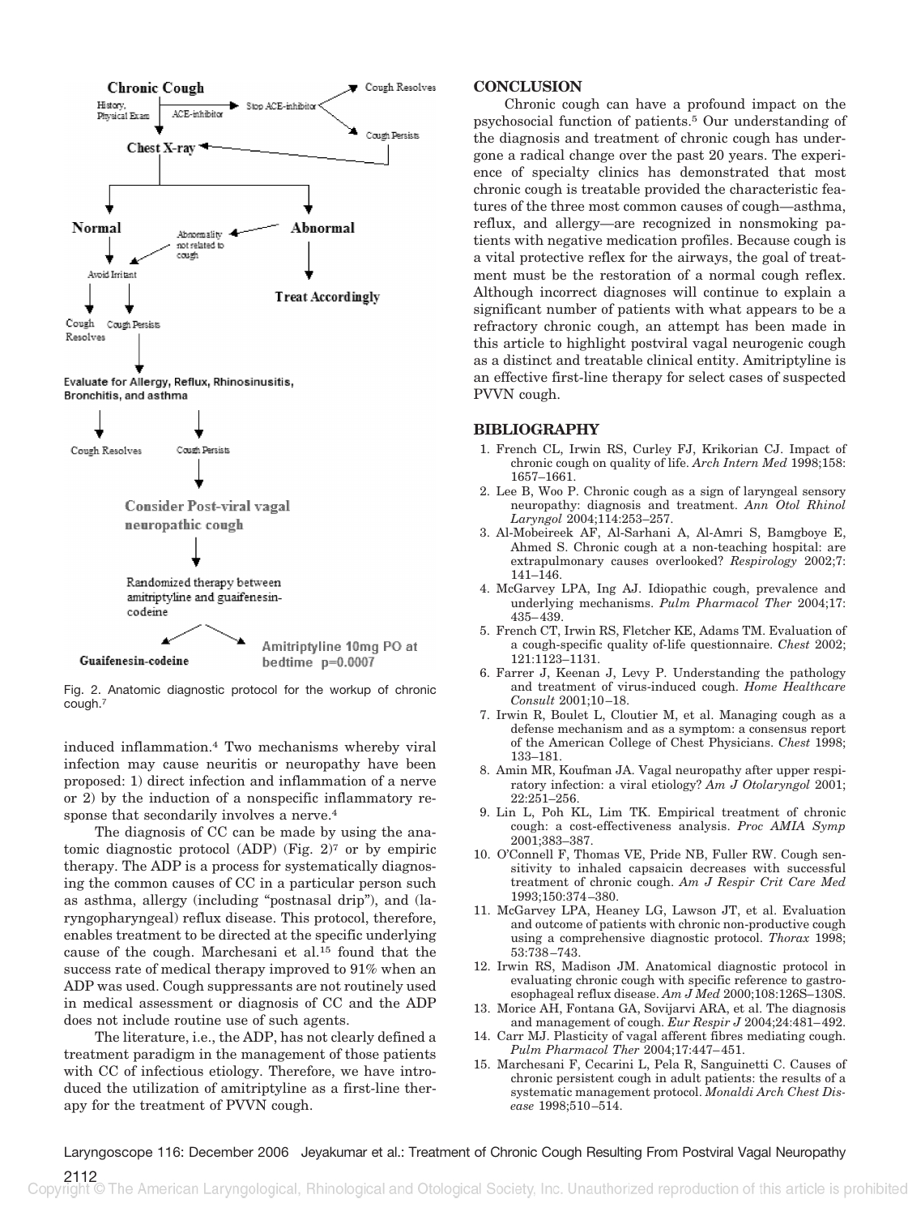Chronic Cough

History, Physical Exam

ACE-inhibitor

Stop ACE-inhibitor

Cough Resolves

Cough Persists

Chest X-ray

Normal

Abnormal

Abnormality not related to cough

Avoid Irritant

Treat Accordingly

Cough Resolves

Cough Persists

Evaluate for Allergy, Reflux, Rhinosinusitis, Bronchitis, and asthma

Cough Resolves

Cough Persists

Consider Post-viral vagal neuropathic cough

Randomized therapy between amitriptyline and guaifenesin-codeine

Guaifenesin-codeine

Amitriptyline 10mg PO at bedtime p=0.0007

Fig. 2. Anatomic diagnostic protocol for the workup of chronic cough.[7]

induced inflammation.[4] Two mechanisms whereby viral infection may cause neuritis or neuropathy have been proposed: 1) direct infection and inflammation of a nerve or 2) by the induction of a nonspecific inflammatory response that secondarily involves a nerve.[4]

The diagnosis of CC can be made by using the anatomic diagnostic protocol (ADP) (Fig. 2)[7] or by empiric therapy. The ADP is a process for systematically diagnosing the common causes of CC in a particular person such as asthma, allergy (including "postnasal drip"), and (laryngopharyngeal) reflux disease. This protocol, therefore, enables treatment to be directed at the specific underlying cause of the cough. Marchesani et al.[15] found that the success rate of medical therapy improved to 91% when an ADP was used. Cough suppressants are not routinely used in medical assessment or diagnosis of CC and the ADP does not include routine use of such agents.

The literature, i.e., the ADP, has not clearly defined a treatment paradigm in the management of those patients with CC of infectious etiology. Therefore, we have introduced the utilization of amitriptyline as a first-line therapy for the treatment of PVVN cough.

## CONCLUSION

Chronic cough can have a profound impact on the psychosocial function of patients.[5] Our understanding of the diagnosis and treatment of chronic cough has undergone a radical change over the past 20 years. The experience of specialty clinics has demonstrated that most chronic cough is treatable provided the characteristic features of the three most common causes of cough—asthma, reflux, and allergy—are recognized in nonsmoking patients with negative medication profiles. Because cough is a vital protective reflex for the airways, the goal of treatment must be the restoration of a normal cough reflex. Although incorrect diagnoses will continue to explain a significant number of patients with what appears to be a refractory chronic cough, an attempt has been made in this article to highlight postviral vagal neurogenic cough as a distinct and treatable clinical entity. Amitriptyline is an effective first-line therapy for select cases of suspected PVVN cough.

## BIBLIOGRAPHY

1. French CL, Irwin RS, Curley FJ, Krikorian CJ. Impact of chronic cough on quality of life. *Arch Intern Med* 1998;158:1657–1661.
2. Lee B, Woo P. Chronic cough as a sign of laryngeal sensory neuropathy: diagnosis and treatment. *Ann Otol Rhinol Laryngol* 2004;114:253–257.
3. Al-Mobeireek AF, Al-Sarhani A, Al-Amri S, Bamgboye E, Ahmed S. Chronic cough at a non-teaching hospital: are extrapulmonary causes overlooked? *Respirology* 2002;7:141–146.
4. McGarvey LPA, Ing AJ. Idiopathic cough, prevalence and underlying mechanisms. *Pulm Pharmacol Ther* 2004;17:435–439.
5. French CT, Irwin RS, Fletcher KE, Adams TM. Evaluation of a cough-specific quality of-life questionnaire. *Chest* 2002;121:1123–1131.
6. Farrer J, Keenan J, Levy P. Understanding the pathology and treatment of virus-induced cough. *Home Healthcare Consult* 2001;10–18.
7. Irwin R, Boulet L, Cloutier M, et al. Managing cough as a defense mechanism and as a symptom: a consensus report of the American College of Chest Physicians. *Chest* 1998;133–181.
8. Amin MR, Koufman JA. Vagal neuropathy after upper respiratory infection: a viral etiology? *Am J Otolaryngol* 2001;22:251–256.
9. Lin L, Poh KL, Lim TK. Empirical treatment of chronic cough: a cost-effectiveness analysis. *Proc AMIA Symp* 2001;383–387.
10. O'Connell F, Thomas VE, Pride NB, Fuller RW. Cough sensitivity to inhaled capsaicin decreases with successful treatment of chronic cough. *Am J Respir Crit Care Med* 1993;150:374–380.
11. McGarvey LPA, Heaney LG, Lawson JT, et al. Evaluation and outcome of patients with chronic non-productive cough using a comprehensive diagnostic protocol. *Thorax* 1998;53:738–743.
12. Irwin RS, Madison JM. Anatomical diagnostic protocol in evaluating chronic cough with specific reference to gastroesophageal reflux disease. *Am J Med* 2000;108:126S–130S.
13. Morice AH, Fontana GA, Sovijarvi ARA, et al. The diagnosis and management of cough. *Eur Respir J* 2004;24:481–492.
14. Carr MJ. Plasticity of vagal afferent fibres mediating cough. *Pulm Pharmacol Ther* 2004;17:447–451.
15. Marchesani F, Cecarini L, Pela R, Sanguinetti C. Causes of chronic persistent cough in adult patients: the results of a systematic management protocol. *Monaldi Arch Chest Disease* 1998;510–514.